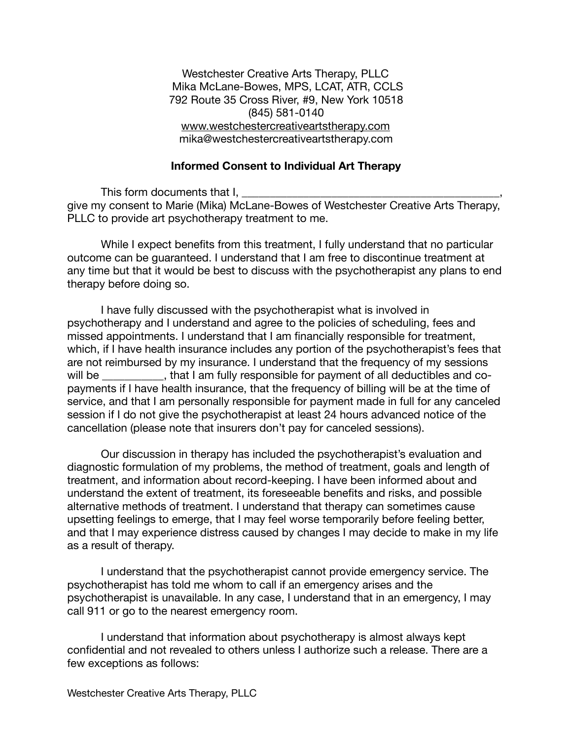Westchester Creative Arts Therapy, PLLC
Mika McLane-Bowes, MPS, LCAT, ATR, CCLS
792 Route 35 Cross River, #9, New York 10518
(845) 581-0140
www.westchestercreativeartstherapy.com
mika@westchestercreativeartstherapy.com

## Informed Consent to Individual Art Therapy

This form documents that I, _______________________________________________, give my consent to Marie (Mika) McLane-Bowes of Westchester Creative Arts Therapy, PLLC to provide art psychotherapy treatment to me.

While I expect benefits from this treatment, I fully understand that no particular outcome can be guaranteed. I understand that I am free to discontinue treatment at any time but that it would be best to discuss with the psychotherapist any plans to end therapy before doing so.

I have fully discussed with the psychotherapist what is involved in psychotherapy and I understand and agree to the policies of scheduling, fees and missed appointments. I understand that I am financially responsible for treatment, which, if I have health insurance includes any portion of the psychotherapist's fees that are not reimbursed by my insurance. I understand that the frequency of my sessions will be ___________, that I am fully responsible for payment of all deductibles and co-payments if I have health insurance, that the frequency of billing will be at the time of service, and that I am personally responsible for payment made in full for any canceled session if I do not give the psychotherapist at least 24 hours advanced notice of the cancellation (please note that insurers don't pay for canceled sessions).

Our discussion in therapy has included the psychotherapist's evaluation and diagnostic formulation of my problems, the method of treatment, goals and length of treatment, and information about record-keeping. I have been informed about and understand the extent of treatment, its foreseeable benefits and risks, and possible alternative methods of treatment. I understand that therapy can sometimes cause upsetting feelings to emerge, that I may feel worse temporarily before feeling better, and that I may experience distress caused by changes I may decide to make in my life as a result of therapy.

I understand that the psychotherapist cannot provide emergency service. The psychotherapist has told me whom to call if an emergency arises and the psychotherapist is unavailable. In any case, I understand that in an emergency, I may call 911 or go to the nearest emergency room.

I understand that information about psychotherapy is almost always kept confidential and not revealed to others unless I authorize such a release. There are a few exceptions as follows: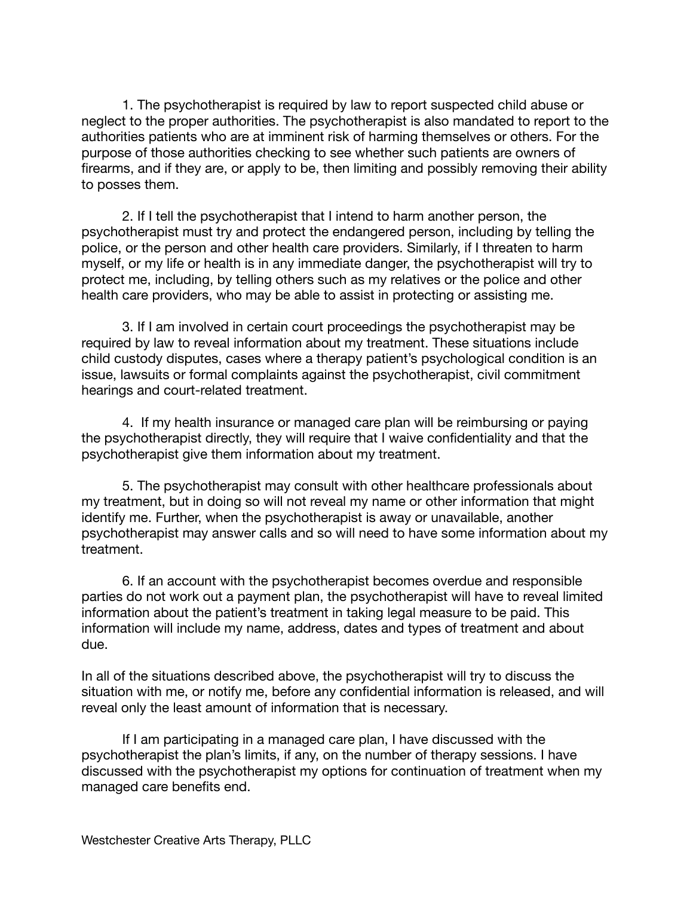1. The psychotherapist is required by law to report suspected child abuse or neglect to the proper authorities. The psychotherapist is also mandated to report to the authorities patients who are at imminent risk of harming themselves or others. For the purpose of those authorities checking to see whether such patients are owners of firearms, and if they are, or apply to be, then limiting and possibly removing their ability to posses them.

2. If I tell the psychotherapist that I intend to harm another person, the psychotherapist must try and protect the endangered person, including by telling the police, or the person and other health care providers. Similarly, if I threaten to harm myself, or my life or health is in any immediate danger, the psychotherapist will try to protect me, including, by telling others such as my relatives or the police and other health care providers, who may be able to assist in protecting or assisting me.

3. If I am involved in certain court proceedings the psychotherapist may be required by law to reveal information about my treatment. These situations include child custody disputes, cases where a therapy patient's psychological condition is an issue, lawsuits or formal complaints against the psychotherapist, civil commitment hearings and court-related treatment.

4. If my health insurance or managed care plan will be reimbursing or paying the psychotherapist directly, they will require that I waive confidentiality and that the psychotherapist give them information about my treatment.

5. The psychotherapist may consult with other healthcare professionals about my treatment, but in doing so will not reveal my name or other information that might identify me. Further, when the psychotherapist is away or unavailable, another psychotherapist may answer calls and so will need to have some information about my treatment.

6. If an account with the psychotherapist becomes overdue and responsible parties do not work out a payment plan, the psychotherapist will have to reveal limited information about the patient's treatment in taking legal measure to be paid. This information will include my name, address, dates and types of treatment and about due.

In all of the situations described above, the psychotherapist will try to discuss the situation with me, or notify me, before any confidential information is released, and will reveal only the least amount of information that is necessary.

If I am participating in a managed care plan, I have discussed with the psychotherapist the plan's limits, if any, on the number of therapy sessions. I have discussed with the psychotherapist my options for continuation of treatment when my managed care benefits end.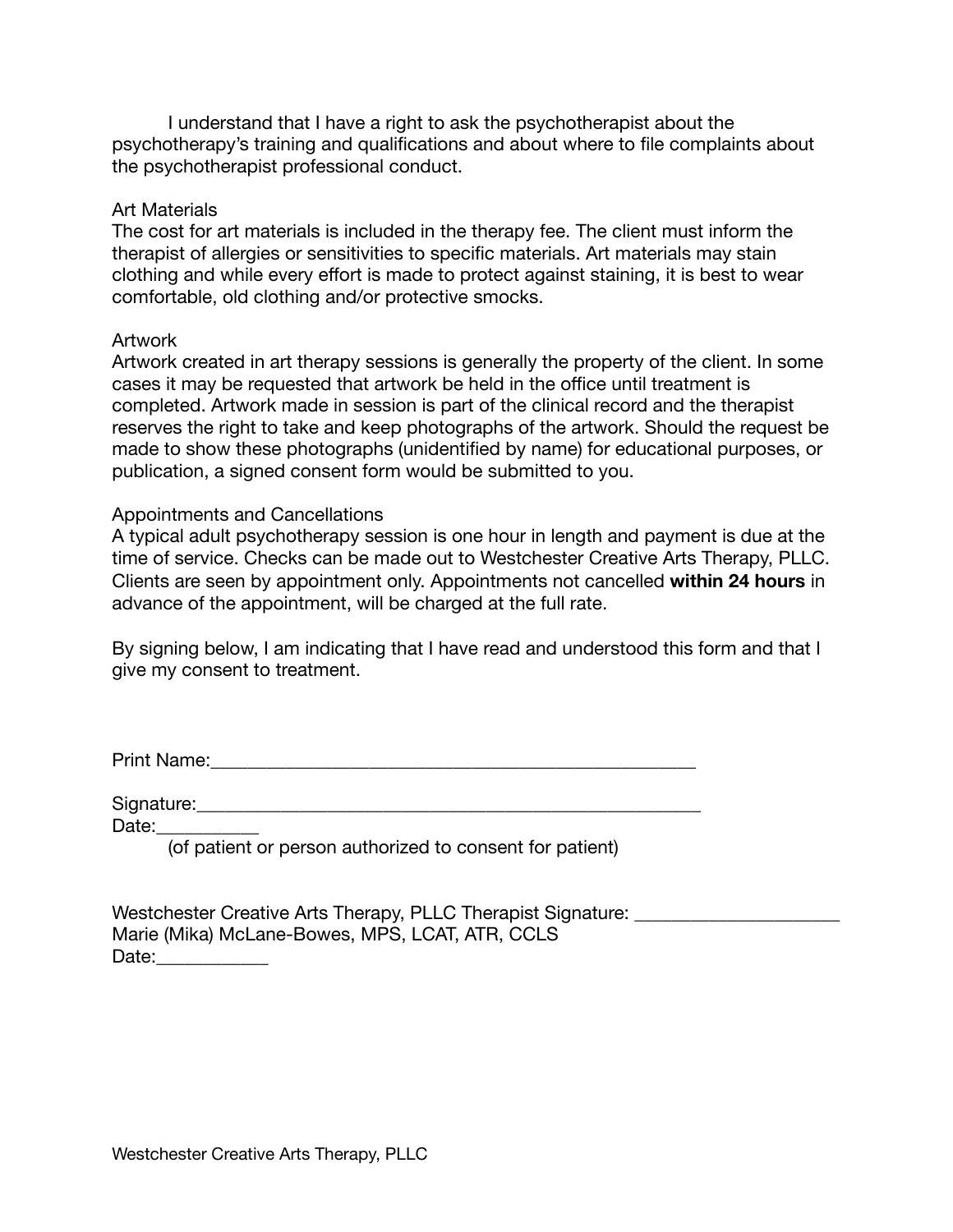I understand that I have a right to ask the psychotherapist about the psychotherapy's training and qualifications and about where to file complaints about the psychotherapist professional conduct.

Art Materials

The cost for art materials is included in the therapy fee. The client must inform the therapist of allergies or sensitivities to specific materials. Art materials may stain clothing and while every effort is made to protect against staining, it is best to wear comfortable, old clothing and/or protective smocks.

Artwork

Artwork created in art therapy sessions is generally the property of the client. In some cases it may be requested that artwork be held in the office until treatment is completed. Artwork made in session is part of the clinical record and the therapist reserves the right to take and keep photographs of the artwork. Should the request be made to show these photographs (unidentified by name) for educational purposes, or publication, a signed consent form would be submitted to you.

Appointments and Cancellations

A typical adult psychotherapy session is one hour in length and payment is due at the time of service. Checks can be made out to Westchester Creative Arts Therapy, PLLC. Clients are seen by appointment only. Appointments not cancelled **within 24 hours** in advance of the appointment, will be charged at the full rate.

By signing below, I am indicating that I have read and understood this form and that I give my consent to treatment.

Print Name:\_\_\_\_\_\_\_\_\_\_\_\_\_\_\_\_\_\_\_\_\_\_\_\_\_\_\_\_\_\_\_\_\_\_\_\_\_\_\_\_\_\_\_\_\_\_\_\_\_\_

Signature:\_\_\_\_\_\_\_\_\_\_\_\_\_\_\_\_\_\_\_\_\_\_\_\_\_\_\_\_\_\_\_\_\_\_\_\_\_\_\_\_\_\_\_\_\_\_\_\_\_\_\_\_

Date:\_\_\_\_\_\_\_\_\_\_\_

(of patient or person authorized to consent for patient)

Westchester Creative Arts Therapy, PLLC Therapist Signature: \_\_\_\_\_\_\_\_\_\_\_\_\_\_\_\_\_\_\_\_\_\_

Marie (Mika) McLane-Bowes, MPS, LCAT, ATR, CCLS

Date:\_\_\_\_\_\_\_\_\_\_\_\_